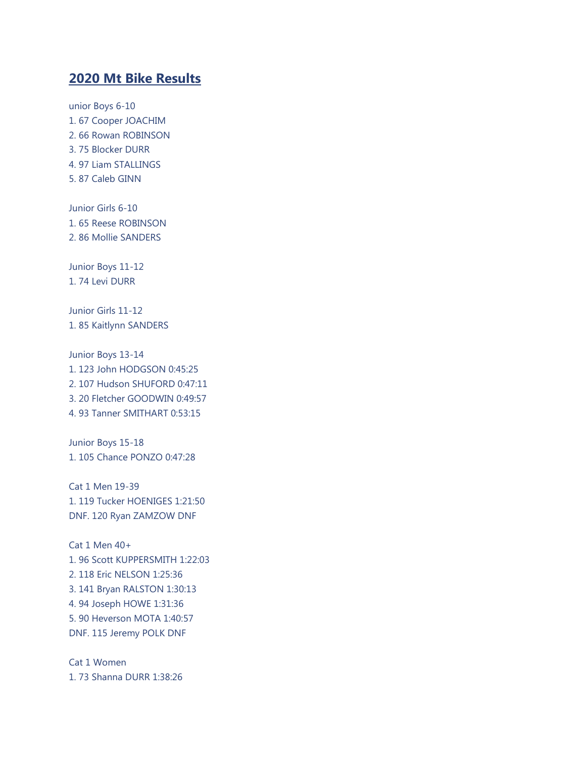## 2020 Mt Bike Results

unior Boys 6-10
1. 67 Cooper JOACHIM
2. 66 Rowan ROBINSON
3. 75 Blocker DURR
4. 97 Liam STALLINGS
5. 87 Caleb GINN

Junior Girls 6-10
1. 65 Reese ROBINSON
2. 86 Mollie SANDERS

Junior Boys 11-12
1. 74 Levi DURR

Junior Girls 11-12
1. 85 Kaitlynn SANDERS

Junior Boys 13-14
1. 123 John HODGSON 0:45:25
2. 107 Hudson SHUFORD 0:47:11
3. 20 Fletcher GOODWIN 0:49:57
4. 93 Tanner SMITHART 0:53:15

Junior Boys 15-18
1. 105 Chance PONZO 0:47:28

Cat 1 Men 19-39
1. 119 Tucker HOENIGES 1:21:50

DNF. 120 Ryan ZAMZOW DNF

Cat 1 Men 40+
1. 96 Scott KUPPERSMITH 1:22:03
2. 118 Eric NELSON 1:25:36
3. 141 Bryan RALSTON 1:30:13
4. 94 Joseph HOWE 1:31:36
5. 90 Heverson MOTA 1:40:57

DNF. 115 Jeremy POLK DNF

Cat 1 Women
1. 73 Shanna DURR 1:38:26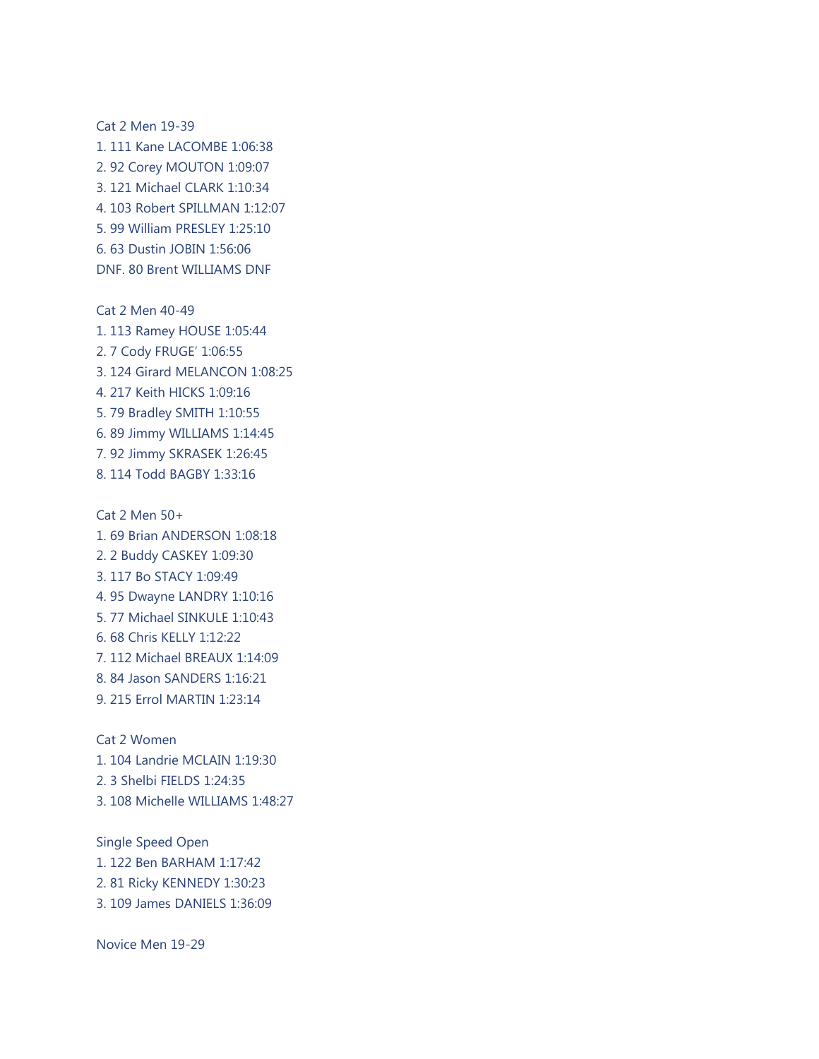Cat 2 Men 19-39

1. 111 Kane LACOMBE 1:06:38
2. 92 Corey MOUTON 1:09:07
3. 121 Michael CLARK 1:10:34
4. 103 Robert SPILLMAN 1:12:07
5. 99 William PRESLEY 1:25:10
6. 63 Dustin JOBIN 1:56:06

DNF. 80 Brent WILLIAMS DNF

Cat 2 Men 40-49

1. 113 Ramey HOUSE 1:05:44
2. 7 Cody FRUGE' 1:06:55
3. 124 Girard MELANCON 1:08:25
4. 217 Keith HICKS 1:09:16
5. 79 Bradley SMITH 1:10:55
6. 89 Jimmy WILLIAMS 1:14:45
7. 92 Jimmy SKRASEK 1:26:45
8. 114 Todd BAGBY 1:33:16

Cat 2 Men 50+

1. 69 Brian ANDERSON 1:08:18
2. 2 Buddy CASKEY 1:09:30
3. 117 Bo STACY 1:09:49
4. 95 Dwayne LANDRY 1:10:16
5. 77 Michael SINKULE 1:10:43
6. 68 Chris KELLY 1:12:22
7. 112 Michael BREAUX 1:14:09
8. 84 Jason SANDERS 1:16:21
9. 215 Errol MARTIN 1:23:14

Cat 2 Women

1. 104 Landrie MCLAIN 1:19:30
2. 3 Shelbi FIELDS 1:24:35
3. 108 Michelle WILLIAMS 1:48:27

Single Speed Open

1. 122 Ben BARHAM 1:17:42
2. 81 Ricky KENNEDY 1:30:23
3. 109 James DANIELS 1:36:09

Novice Men 19-29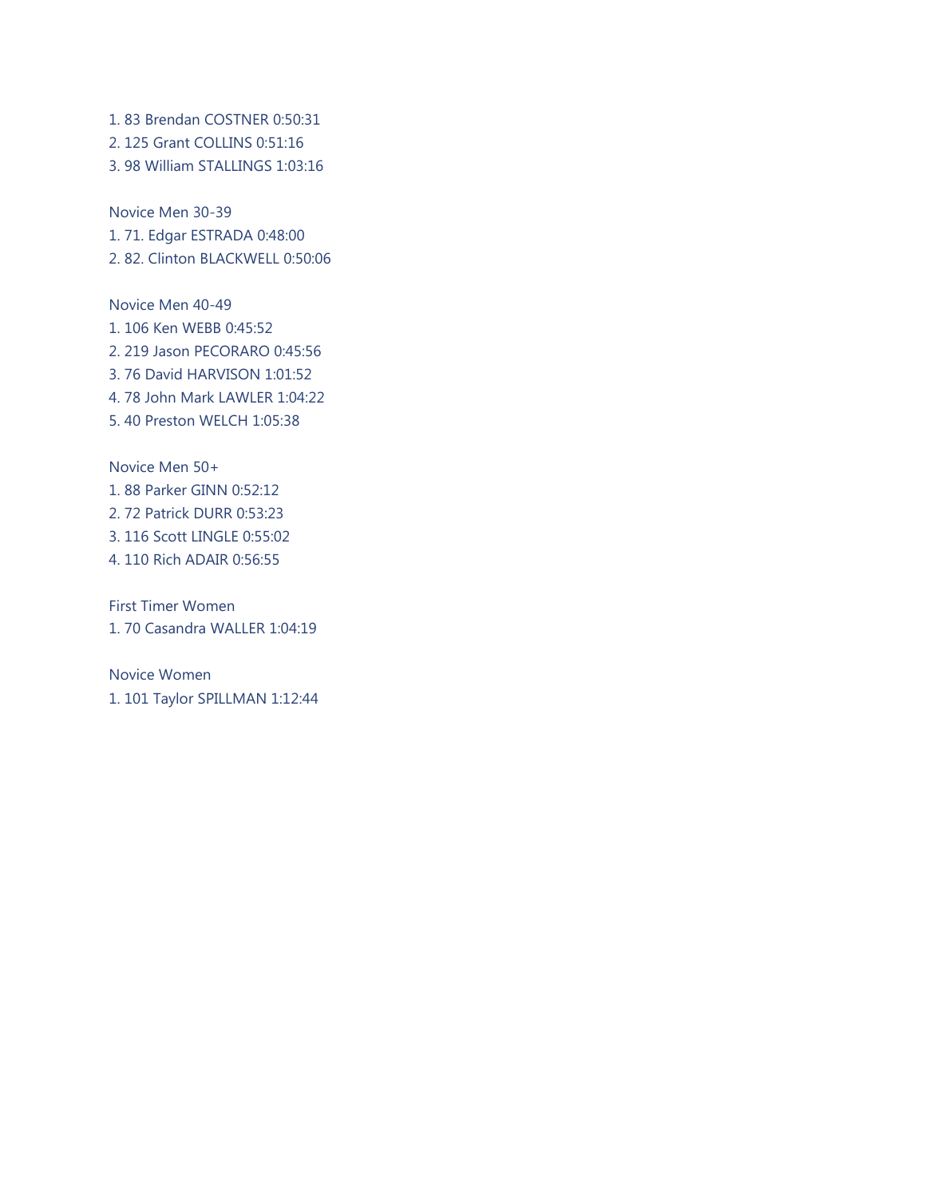1. 83 Brendan COSTNER 0:50:31
2. 125 Grant COLLINS 0:51:16
3. 98 William STALLINGS 1:03:16

Novice Men 30-39

1. 71. Edgar ESTRADA 0:48:00
2. 82. Clinton BLACKWELL 0:50:06

Novice Men 40-49

1. 106 Ken WEBB 0:45:52
2. 219 Jason PECORARO 0:45:56
3. 76 David HARVISON 1:01:52
4. 78 John Mark LAWLER 1:04:22
5. 40 Preston WELCH 1:05:38

Novice Men 50+

1. 88 Parker GINN 0:52:12
2. 72 Patrick DURR 0:53:23
3. 116 Scott LINGLE 0:55:02
4. 110 Rich ADAIR 0:56:55

First Timer Women

1. 70 Casandra WALLER 1:04:19

Novice Women

1. 101 Taylor SPILLMAN 1:12:44